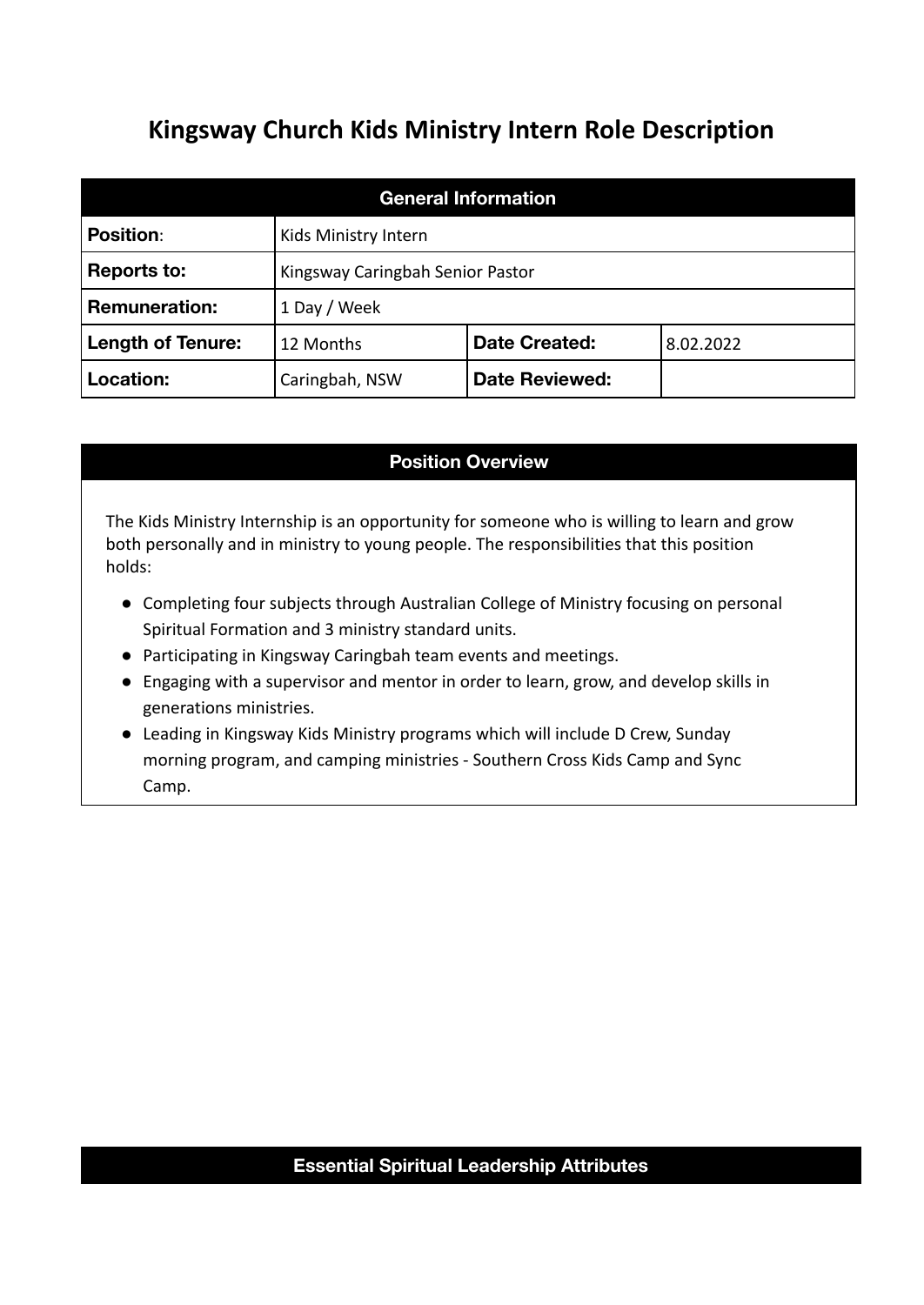# Kingsway Church Kids Ministry Intern Role Description

| General Information | | | |
|---|---|---|---|
| **Position**: | Kids Ministry Intern | | |
| **Reports to:** | Kingsway Caringbah Senior Pastor | | |
| **Remuneration:** | 1 Day / Week | | |
| **Length of Tenure:** | 12 Months | **Date Created:** | 8.02.2022 |
| **Location:** | Caringbah, NSW | **Date Reviewed:** | |

## Position Overview

The Kids Ministry Internship is an opportunity for someone who is willing to learn and grow both personally and in ministry to young people. The responsibilities that this position holds:

- Completing four subjects through Australian College of Ministry focusing on personal Spiritual Formation and 3 ministry standard units.
- Participating in Kingsway Caringbah team events and meetings.
- Engaging with a supervisor and mentor in order to learn, grow, and develop skills in generations ministries.
- Leading in Kingsway Kids Ministry programs which will include D Crew, Sunday morning program, and camping ministries - Southern Cross Kids Camp and Sync Camp.

## Essential Spiritual Leadership Attributes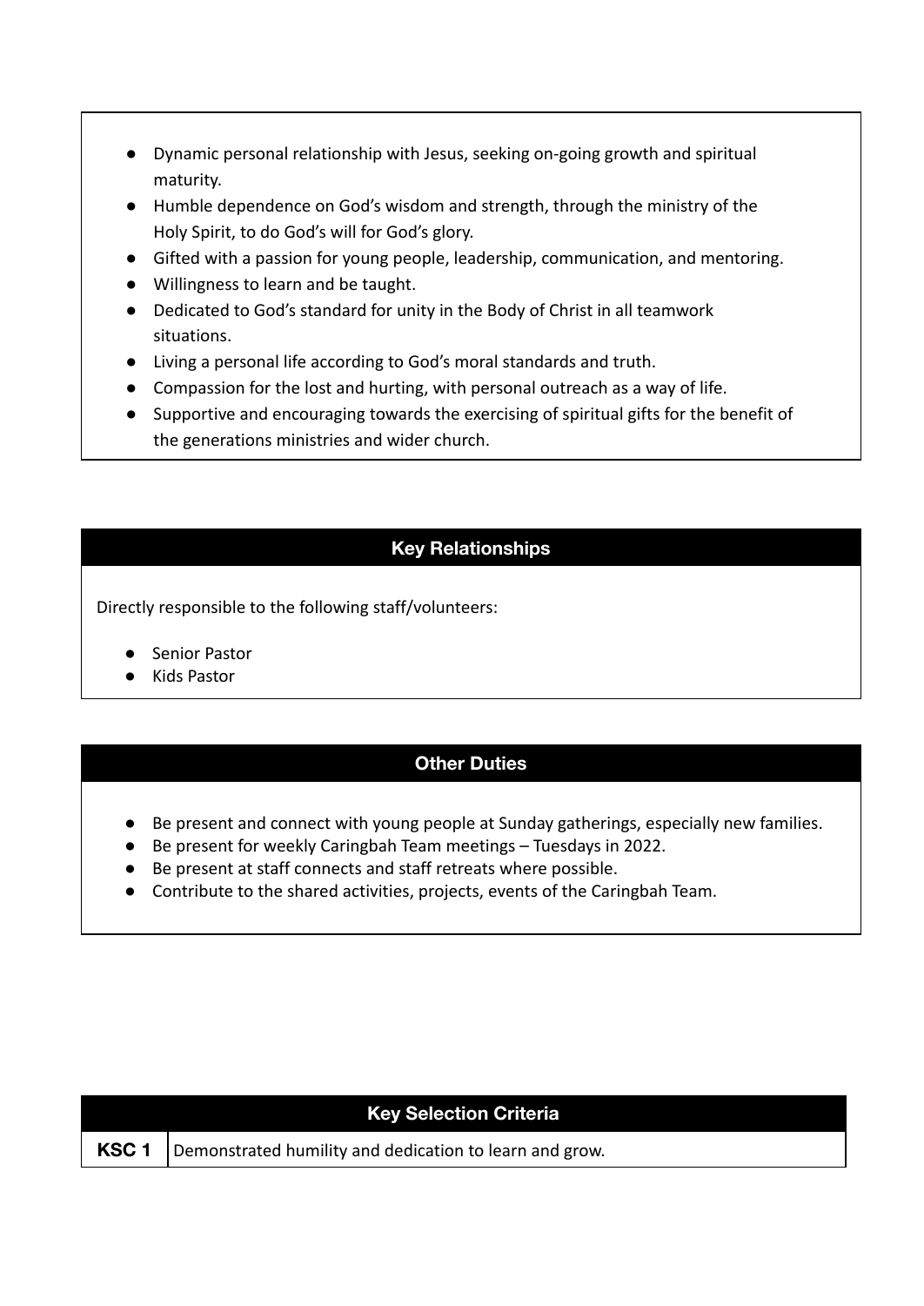- Dynamic personal relationship with Jesus, seeking on-going growth and spiritual maturity.
- Humble dependence on God's wisdom and strength, through the ministry of the Holy Spirit, to do God's will for God's glory.
- Gifted with a passion for young people, leadership, communication, and mentoring.
- Willingness to learn and be taught.
- Dedicated to God's standard for unity in the Body of Christ in all teamwork situations.
- Living a personal life according to God's moral standards and truth.
- Compassion for the lost and hurting, with personal outreach as a way of life.
- Supportive and encouraging towards the exercising of spiritual gifts for the benefit of the generations ministries and wider church.

## Key Relationships

Directly responsible to the following staff/volunteers:

- Senior Pastor
- Kids Pastor

## Other Duties

- Be present and connect with young people at Sunday gatherings, especially new families.
- Be present for weekly Caringbah Team meetings – Tuesdays in 2022.
- Be present at staff connects and staff retreats where possible.
- Contribute to the shared activities, projects, events of the Caringbah Team.

## Key Selection Criteria

| | |
|---|---|
| **KSC 1** | Demonstrated humility and dedication to learn and grow. |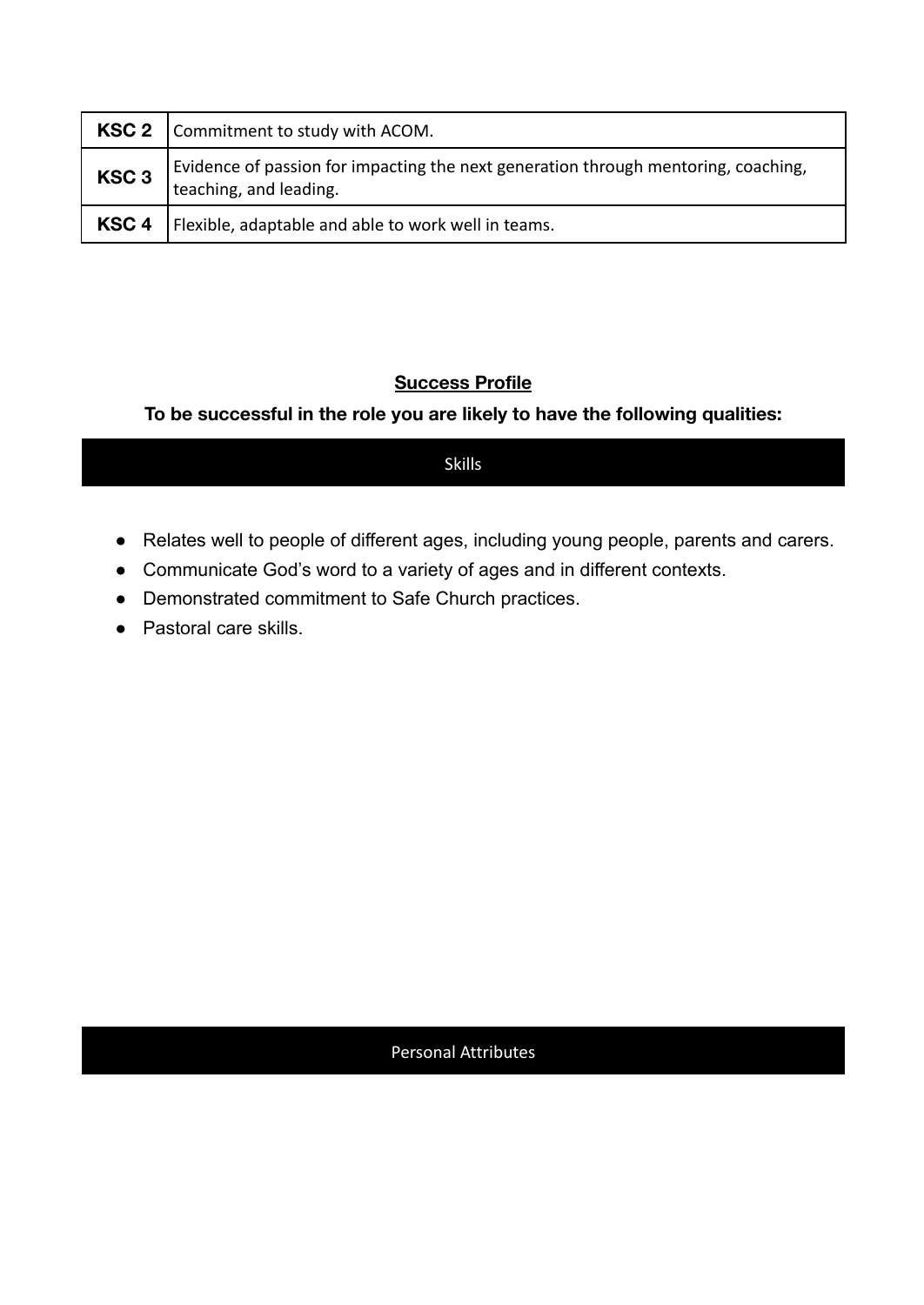| | |
|---|---|
| **KSC 2** | Commitment to study with ACOM. |
| **KSC 3** | Evidence of passion for impacting the next generation through mentoring, coaching, teaching, and leading. |
| **KSC 4** | Flexible, adaptable and able to work well in teams. |

## Success Profile

**To be successful in the role you are likely to have the following qualities:**

### Skills

- Relates well to people of different ages, including young people, parents and carers.
- Communicate God's word to a variety of ages and in different contexts.
- Demonstrated commitment to Safe Church practices.
- Pastoral care skills.

### Personal Attributes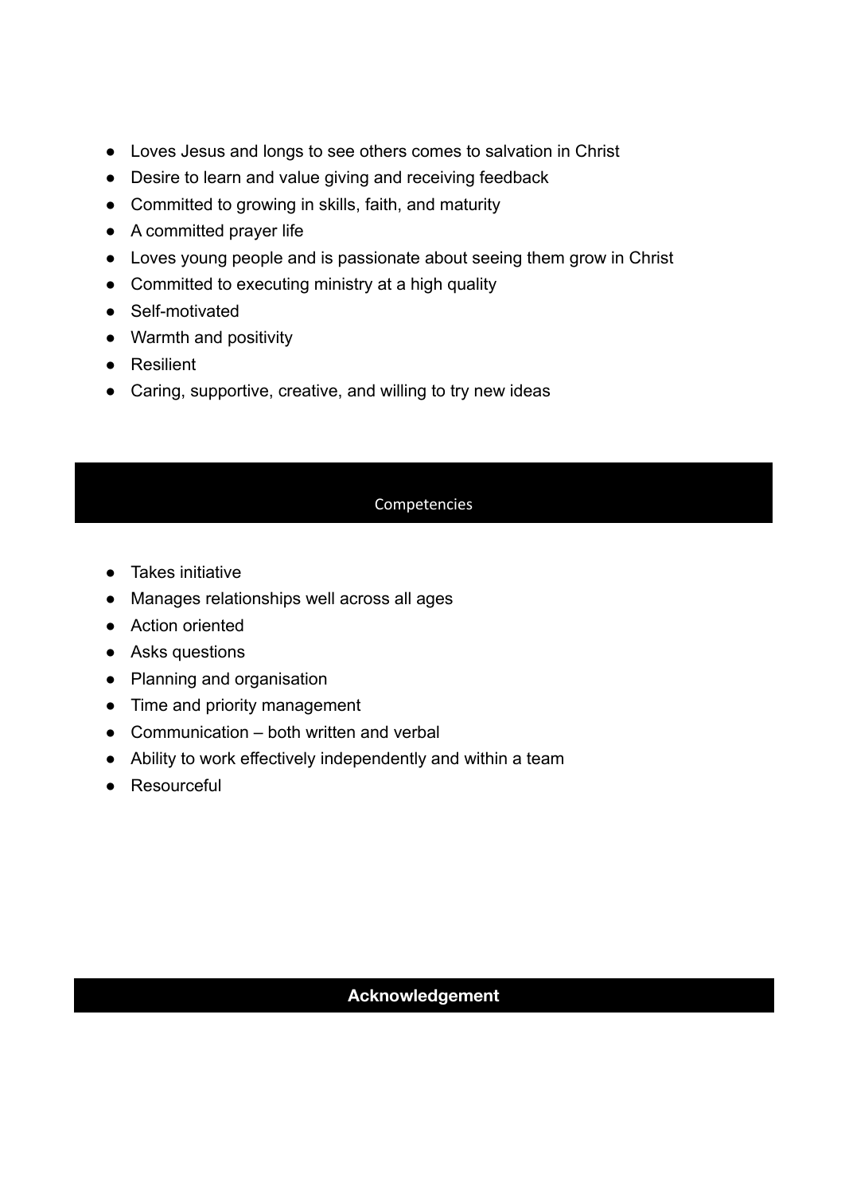- Loves Jesus and longs to see others comes to salvation in Christ
- Desire to learn and value giving and receiving feedback
- Committed to growing in skills, faith, and maturity
- A committed prayer life
- Loves young people and is passionate about seeing them grow in Christ
- Committed to executing ministry at a high quality
- Self-motivated
- Warmth and positivity
- Resilient
- Caring, supportive, creative, and willing to try new ideas

## Competencies

- Takes initiative
- Manages relationships well across all ages
- Action oriented
- Asks questions
- Planning and organisation
- Time and priority management
- Communication – both written and verbal
- Ability to work effectively independently and within a team
- Resourceful

## Acknowledgement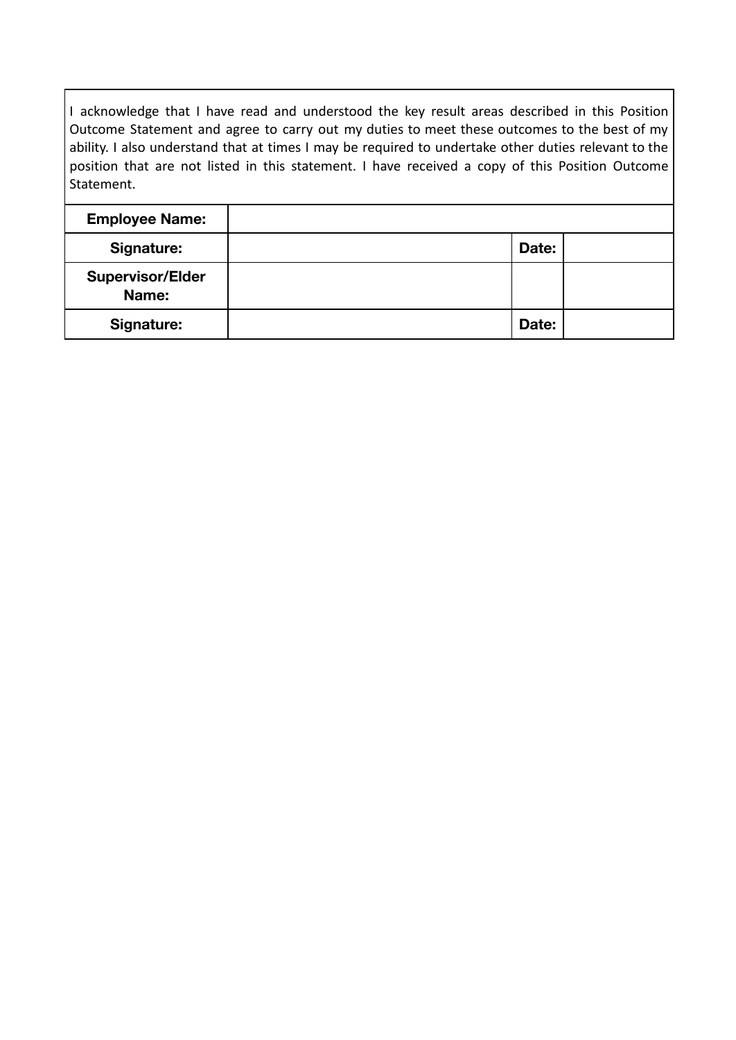I acknowledge that I have read and understood the key result areas described in this Position Outcome Statement and agree to carry out my duties to meet these outcomes to the best of my ability. I also understand that at times I may be required to undertake other duties relevant to the position that are not listed in this statement. I have received a copy of this Position Outcome Statement.

| | | | |
|---|---|---|---|
| **Employee Name:** | | | |
| **Signature:** | | **Date:** | |
| **Supervisor/Elder Name:** | | | |
| **Signature:** | | **Date:** | |